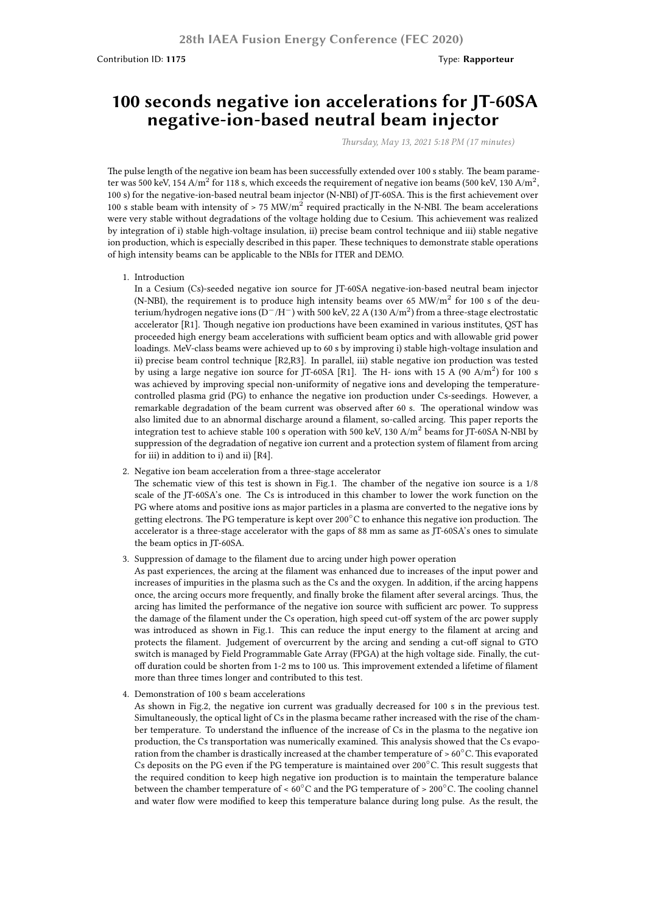28th IAEA Fusion Energy Conference (FEC 2020)

Contribution ID: **1175** Type: **Rapporteur**

# 100 seconds negative ion accelerations for JT-60SA negative-ion-based neutral beam injector

*Thursday, May 13, 2021 5:18 PM (17 minutes)*

The pulse length of the negative ion beam has been successfully extended over 100 s stably. The beam parameter was 500 keV, 154 A/m$^2$ for 118 s, which exceeds the requirement of negative ion beams (500 keV, 130 A/m$^2$, 100 s) for the negative-ion-based neutral beam injector (N-NBI) of JT-60SA. This is the first achievement over 100 s stable beam with intensity of > 75 MW/m$^2$ required practically in the N-NBI. The beam accelerations were very stable without degradations of the voltage holding due to Cesium. This achievement was realized by integration of i) stable high-voltage insulation, ii) precise beam control technique and iii) stable negative ion production, which is especially described in this paper. These techniques to demonstrate stable operations of high intensity beams can be applicable to the NBIs for ITER and DEMO.

1. Introduction
   In a Cesium (Cs)-seeded negative ion source for JT-60SA negative-ion-based neutral beam injector (N-NBI), the requirement is to produce high intensity beams over 65 MW/m$^2$ for 100 s of the deuterium/hydrogen negative ions ($D^-$/$H^-$) with 500 keV, 22 A (130 A/m$^2$) from a three-stage electrostatic accelerator [R1]. Though negative ion productions have been examined in various institutes, QST has proceeded high energy beam accelerations with sufficient beam optics and with allowable grid power loadings. MeV-class beams were achieved up to 60 s by improving i) stable high-voltage insulation and ii) precise beam control technique [R2,R3]. In parallel, iii) stable negative ion production was tested by using a large negative ion source for JT-60SA [R1]. The H- ions with 15 A (90 A/m$^2$) for 100 s was achieved by improving special non-uniformity of negative ions and developing the temperature-controlled plasma grid (PG) to enhance the negative ion production under Cs-seedings. However, a remarkable degradation of the beam current was observed after 60 s. The operational window was also limited due to an abnormal discharge around a filament, so-called arcing. This paper reports the integration test to achieve stable 100 s operation with 500 keV, 130 A/m$^2$ beams for JT-60SA N-NBI by suppression of the degradation of negative ion current and a protection system of filament from arcing for iii) in addition to i) and ii) [R4].

2. Negative ion beam acceleration from a three-stage accelerator
   The schematic view of this test is shown in Fig.1. The chamber of the negative ion source is a 1/8 scale of the JT-60SA's one. The Cs is introduced in this chamber to lower the work function on the PG where atoms and positive ions as major particles in a plasma are converted to the negative ions by getting electrons. The PG temperature is kept over 200°C to enhance this negative ion production. The accelerator is a three-stage accelerator with the gaps of 88 mm as same as JT-60SA's ones to simulate the beam optics in JT-60SA.

3. Suppression of damage to the filament due to arcing under high power operation
   As past experiences, the arcing at the filament was enhanced due to increases of the input power and increases of impurities in the plasma such as the Cs and the oxygen. In addition, if the arcing happens once, the arcing occurs more frequently, and finally broke the filament after several arcings. Thus, the arcing has limited the performance of the negative ion source with sufficient arc power. To suppress the damage of the filament under the Cs operation, high speed cut-off system of the arc power supply was introduced as shown in Fig.1. This can reduce the input energy to the filament at arcing and protects the filament. Judgement of overcurrent by the arcing and sending a cut-off signal to GTO switch is managed by Field Programmable Gate Array (FPGA) at the high voltage side. Finally, the cut-off duration could be shorten from 1-2 ms to 100 us. This improvement extended a lifetime of filament more than three times longer and contributed to this test.

4. Demonstration of 100 s beam accelerations
   As shown in Fig.2, the negative ion current was gradually decreased for 100 s in the previous test. Simultaneously, the optical light of Cs in the plasma became rather increased with the rise of the chamber temperature. To understand the influence of the increase of Cs in the plasma to the negative ion production, the Cs transportation was numerically examined. This analysis showed that the Cs evaporation from the chamber is drastically increased at the chamber temperature of > 60°C. This evaporated Cs deposits on the PG even if the PG temperature is maintained over 200°C. This result suggests that the required condition to keep high negative ion production is to maintain the temperature balance between the chamber temperature of < 60°C and the PG temperature of > 200°C. The cooling channel and water flow were modified to keep this temperature balance during long pulse. As the result, the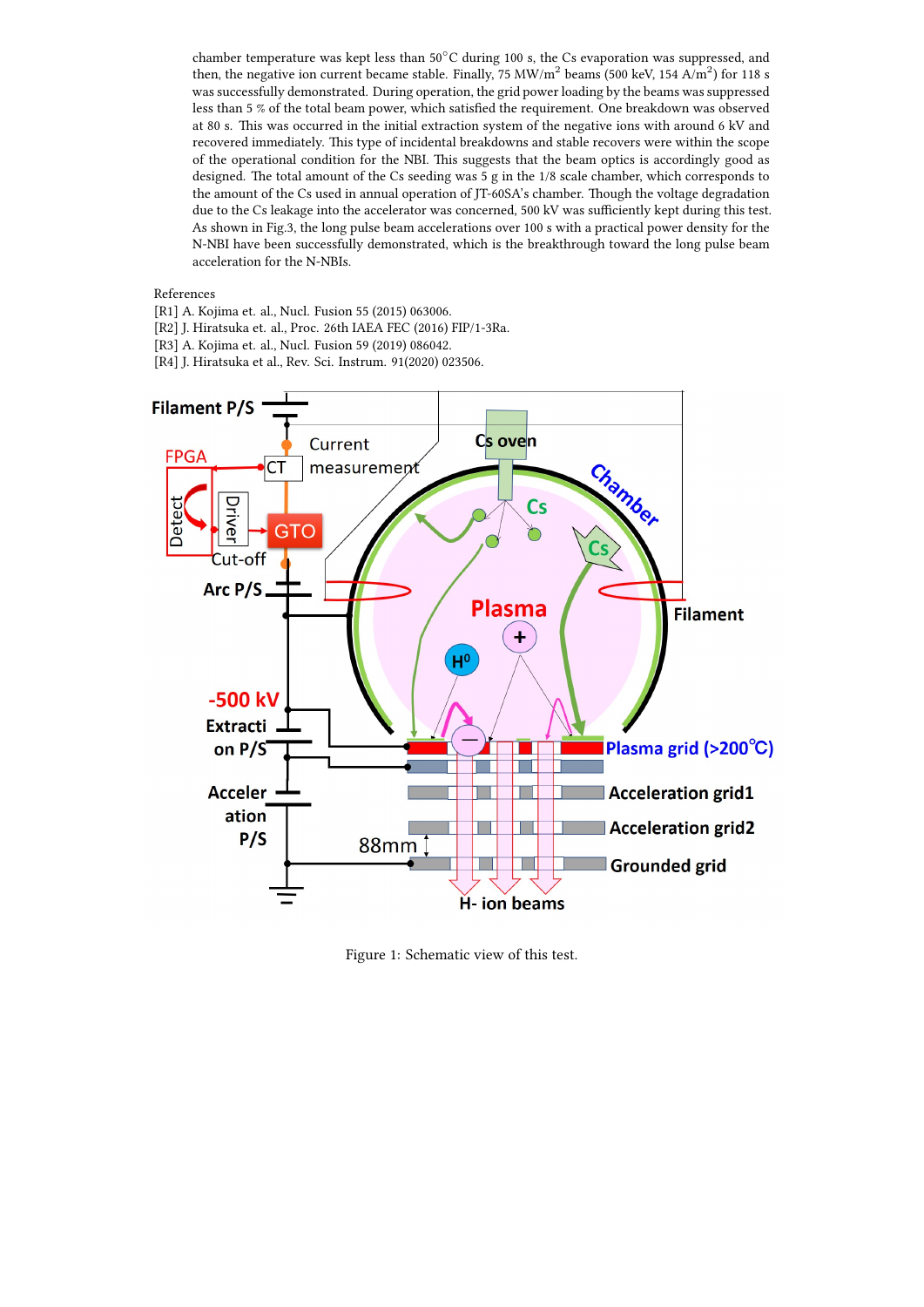chamber temperature was kept less than 50°C during 100 s, the Cs evaporation was suppressed, and then, the negative ion current became stable. Finally, 75 MW/m$^2$ beams (500 keV, 154 A/m$^2$) for 118 s was successfully demonstrated. During operation, the grid power loading by the beams was suppressed less than 5 % of the total beam power, which satisfied the requirement. One breakdown was observed at 80 s. This was occurred in the initial extraction system of the negative ions with around 6 kV and recovered immediately. This type of incidental breakdowns and stable recovers were within the scope of the operational condition for the NBI. This suggests that the beam optics is accordingly good as designed. The total amount of the Cs seeding was 5 g in the 1/8 scale chamber, which corresponds to the amount of the Cs used in annual operation of JT-60SA's chamber. Though the voltage degradation due to the Cs leakage into the accelerator was concerned, 500 kV was sufficiently kept during this test. As shown in Fig.3, the long pulse beam accelerations over 100 s with a practical power density for the N-NBI have been successfully demonstrated, which is the breakthrough toward the long pulse beam acceleration for the N-NBIs.

References

[R1] A. Kojima et. al., Nucl. Fusion 55 (2015) 063006.
[R2] J. Hiratsuka et. al., Proc. 26th IAEA FEC (2016) FIP/1-3Ra.
[R3] A. Kojima et. al., Nucl. Fusion 59 (2019) 086042.
[R4] J. Hiratsuka et al., Rev. Sci. Instrum. 91(2020) 023506.

Figure 1: Schematic view of this test.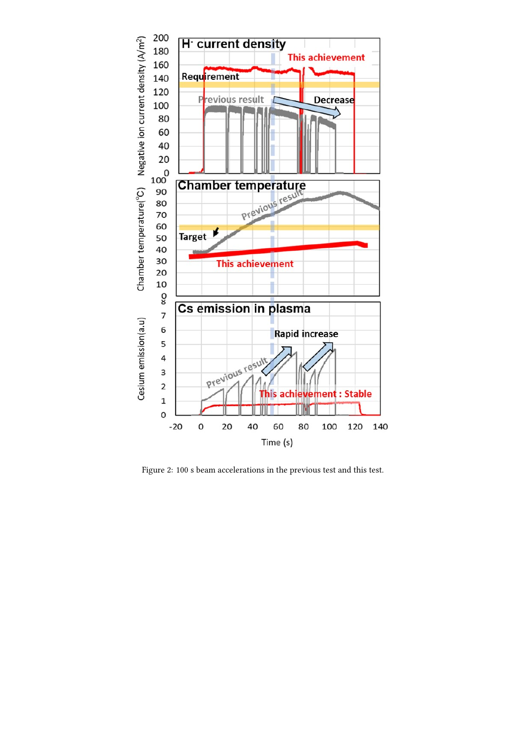Figure 2: 100 s beam accelerations in the previous test and this test.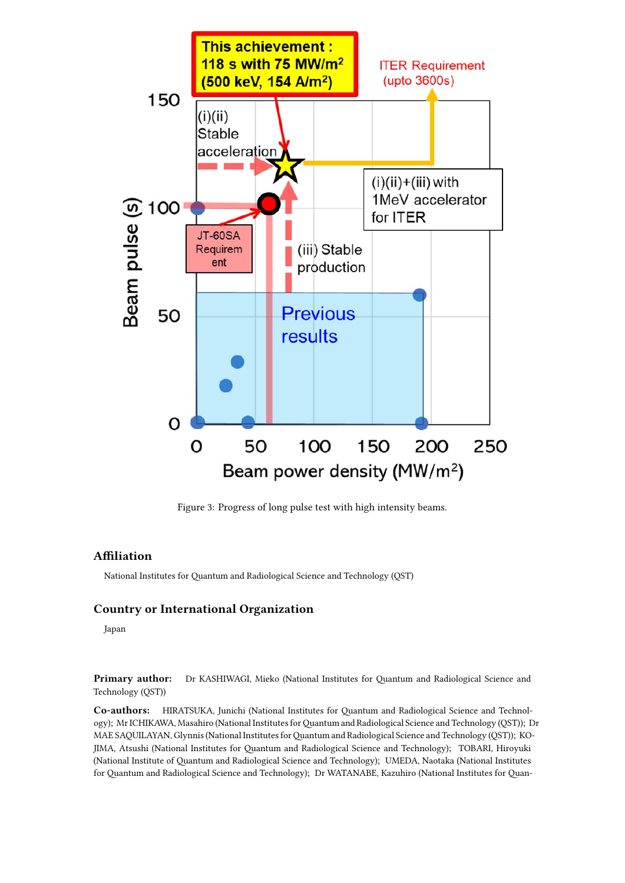Figure 3: Progress of long pulse test with high intensity beams.

## Affiliation

National Institutes for Quantum and Radiological Science and Technology (QST)

## Country or International Organization

Japan

**Primary author:** Dr KASHIWAGI, Mieko (National Institutes for Quantum and Radiological Science and Technology (QST))

**Co-authors:** HIRATSUKA, Junichi (National Institutes for Quantum and Radiological Science and Technology); Mr ICHIKAWA, Masahiro (National Institutes for Quantum and Radiological Science and Technology (QST)); Dr MAE SAQUILAYAN, Glynnis (National Institutes for Quantum and Radiological Science and Technology (QST)); KOJIMA, Atsushi (National Institutes for Quantum and Radiological Science and Technology); TOBARI, Hiroyuki (National Institute of Quantum and Radiological Science and Technology); UMEDA, Naotaka (National Institutes for Quantum and Radiological Science and Technology); Dr WATANABE, Kazuhiro (National Institutes for Quan-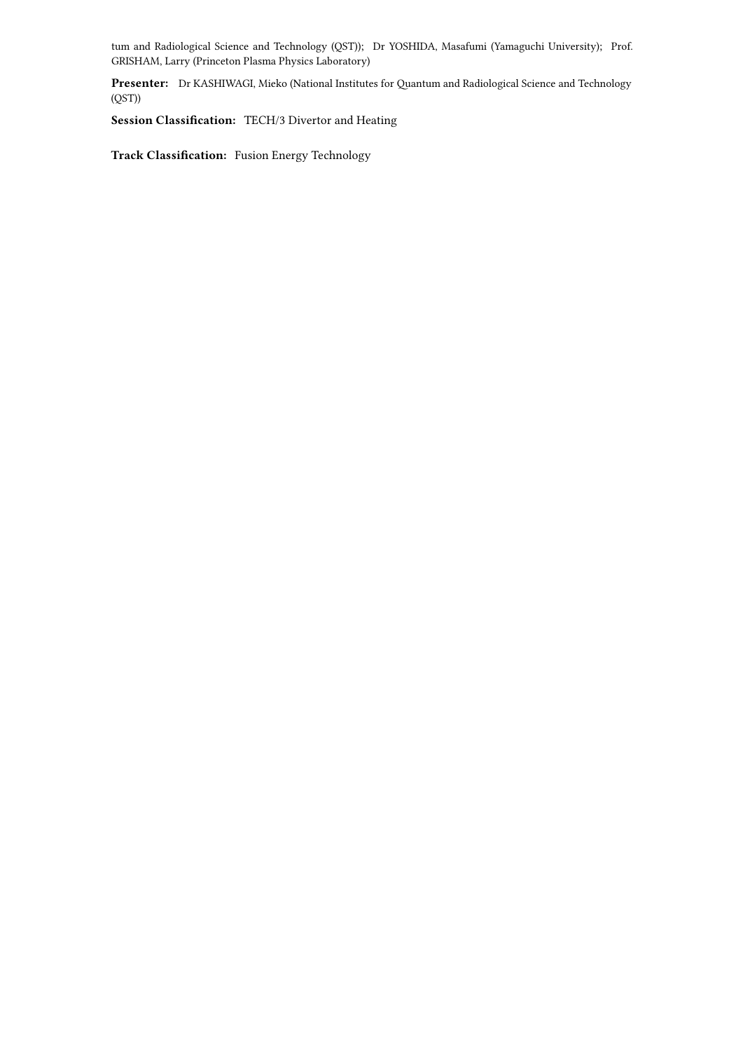tum and Radiological Science and Technology (QST)); Dr YOSHIDA, Masafumi (Yamaguchi University); Prof. GRISHAM, Larry (Princeton Plasma Physics Laboratory)

**Presenter:** Dr KASHIWAGI, Mieko (National Institutes for Quantum and Radiological Science and Technology (QST))

**Session Classification:** TECH/3 Divertor and Heating

**Track Classification:** Fusion Energy Technology